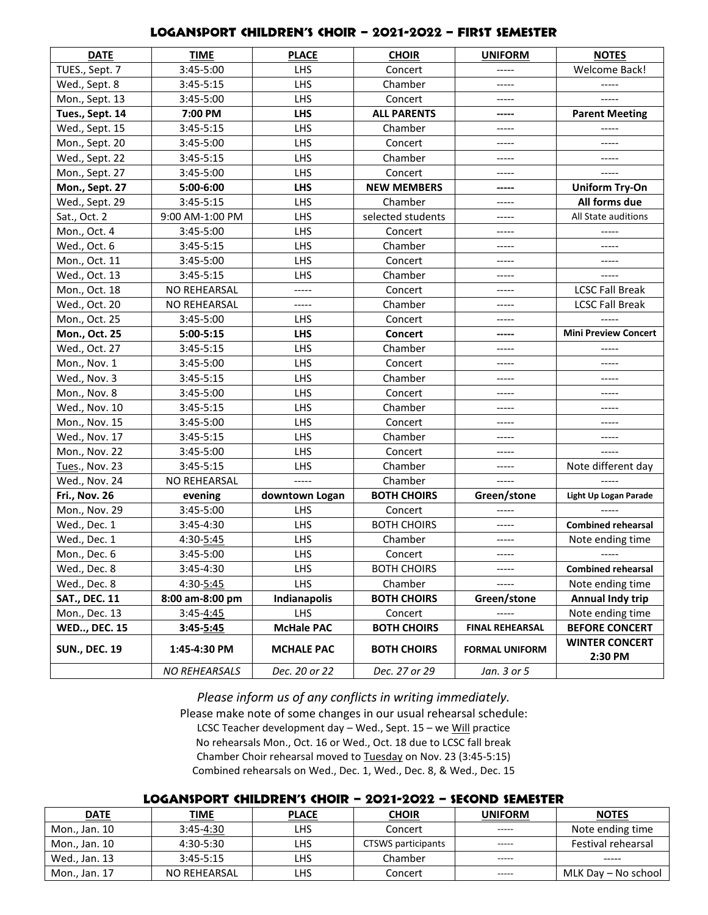## LOGANSPORT CHILDREN'S CHOIR – 2021-2022 – FIRST SEMESTER

| DATE | TIME | PLACE | CHOIR | UNIFORM | NOTES |
|---|---|---|---|---|---|
| TUES., Sept. 7 | 3:45-5:00 | LHS | Concert | ----- | Welcome Back! |
| Wed., Sept. 8 | 3:45-5:15 | LHS | Chamber | ----- | ----- |
| Mon., Sept. 13 | 3:45-5:00 | LHS | Concert | ----- | ----- |
| **Tues., Sept. 14** | **7:00 PM** | **LHS** | **ALL PARENTS** | **-----** | **Parent Meeting** |
| Wed., Sept. 15 | 3:45-5:15 | LHS | Chamber | ----- | ----- |
| Mon., Sept. 20 | 3:45-5:00 | LHS | Concert | ----- | ----- |
| Wed., Sept. 22 | 3:45-5:15 | LHS | Chamber | ----- | ----- |
| Mon., Sept. 27 | 3:45-5:00 | LHS | Concert | ----- | ----- |
| **Mon., Sept. 27** | **5:00-6:00** | **LHS** | **NEW MEMBERS** | **-----** | **Uniform Try-On** |
| Wed., Sept. 29 | 3:45-5:15 | LHS | Chamber | ----- | **All forms due** |
| Sat., Oct. 2 | 9:00 AM-1:00 PM | LHS | selected students | ----- | All State auditions |
| Mon., Oct. 4 | 3:45-5:00 | LHS | Concert | ----- | ----- |
| Wed., Oct. 6 | 3:45-5:15 | LHS | Chamber | ----- | ----- |
| Mon., Oct. 11 | 3:45-5:00 | LHS | Concert | ----- | ----- |
| Wed., Oct. 13 | 3:45-5:15 | LHS | Chamber | ----- | ----- |
| Mon., Oct. 18 | NO REHEARSAL | ----- | Concert | ----- | LCSC Fall Break |
| Wed., Oct. 20 | NO REHEARSAL | ----- | Chamber | ----- | LCSC Fall Break |
| Mon., Oct. 25 | 3:45-5:00 | LHS | Concert | ----- | ----- |
| **Mon., Oct. 25** | **5:00-5:15** | **LHS** | **Concert** | **-----** | **Mini Preview Concert** |
| Wed., Oct. 27 | 3:45-5:15 | LHS | Chamber | ----- | ----- |
| Mon., Nov. 1 | 3:45-5:00 | LHS | Concert | ----- | ----- |
| Wed., Nov. 3 | 3:45-5:15 | LHS | Chamber | ----- | ----- |
| Mon., Nov. 8 | 3:45-5:00 | LHS | Concert | ----- | ----- |
| Wed., Nov. 10 | 3:45-5:15 | LHS | Chamber | ----- | ----- |
| Mon., Nov. 15 | 3:45-5:00 | LHS | Concert | ----- | ----- |
| Wed., Nov. 17 | 3:45-5:15 | LHS | Chamber | ----- | ----- |
| Mon., Nov. 22 | 3:45-5:00 | LHS | Concert | ----- | ----- |
| Tues., Nov. 23 | 3:45-5:15 | LHS | Chamber | ----- | Note different day |
| Wed., Nov. 24 | NO REHEARSAL | ----- | Chamber | ----- | ----- |
| **Fri., Nov. 26** | **evening** | **downtown Logan** | **BOTH CHOIRS** | **Green/stone** | **Light Up Logan Parade** |
| Mon., Nov. 29 | 3:45-5:00 | LHS | Concert | ----- | ----- |
| Wed., Dec. 1 | 3:45-4:30 | LHS | BOTH CHOIRS | ----- | **Combined rehearsal** |
| Wed., Dec. 1 | 4:30-5:45 | LHS | Chamber | ----- | Note ending time |
| Mon., Dec. 6 | 3:45-5:00 | LHS | Concert | ----- | ----- |
| Wed., Dec. 8 | 3:45-4:30 | LHS | BOTH CHOIRS | ----- | **Combined rehearsal** |
| Wed., Dec. 8 | 4:30-5:45 | LHS | Chamber | ----- | Note ending time |
| **SAT., DEC. 11** | **8:00 am-8:00 pm** | **Indianapolis** | **BOTH CHOIRS** | **Green/stone** | **Annual Indy trip** |
| Mon., Dec. 13 | 3:45-4:45 | LHS | Concert | ----- | Note ending time |
| **WED.., DEC. 15** | **3:45-5:45** | **McHale PAC** | **BOTH CHOIRS** | **FINAL REHEARSAL** | **BEFORE CONCERT** |
| **SUN., DEC. 19** | **1:45-4:30 PM** | **MCHALE PAC** | **BOTH CHOIRS** | **FORMAL UNIFORM** | **WINTER CONCERT 2:30 PM** |
| | *NO REHEARSALS* | *Dec. 20 or 22* | *Dec. 27 or 29* | *Jan. 3 or 5* | |

*Please inform us of any conflicts in writing immediately.*

Please make note of some changes in our usual rehearsal schedule:

LCSC Teacher development day – Wed., Sept. 15 – we Will practice

No rehearsals Mon., Oct. 16 or Wed., Oct. 18 due to LCSC fall break

Chamber Choir rehearsal moved to Tuesday on Nov. 23 (3:45-5:15)

Combined rehearsals on Wed., Dec. 1, Wed., Dec. 8, & Wed., Dec. 15

## LOGANSPORT CHILDREN'S CHOIR – 2021-2022 – SECOND SEMESTER

| DATE | TIME | PLACE | CHOIR | UNIFORM | NOTES |
|---|---|---|---|---|---|
| Mon., Jan. 10 | 3:45-4:30 | LHS | Concert | ----- | Note ending time |
| Mon., Jan. 10 | 4:30-5:30 | LHS | CTSWS participants | ----- | Festival rehearsal |
| Wed., Jan. 13 | 3:45-5:15 | LHS | Chamber | ----- | ----- |
| Mon., Jan. 17 | NO REHEARSAL | LHS | Concert | ----- | MLK Day – No school |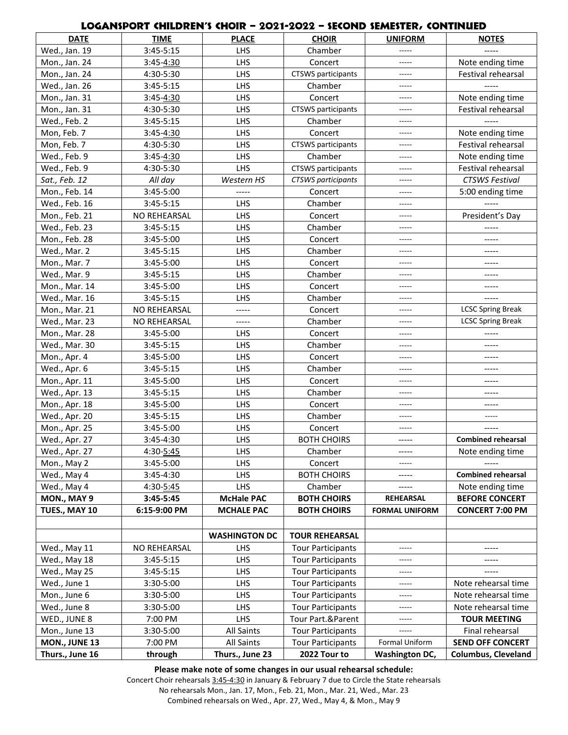# LOGANSPORT CHILDREN'S CHOIR – 2021-2022 – SECOND SEMESTER, CONTINUED

| DATE | TIME | PLACE | CHOIR | UNIFORM | NOTES |
|---|---|---|---|---|---|
| Wed., Jan. 19 | 3:45-5:15 | LHS | Chamber | ----- | ----- |
| Mon., Jan. 24 | 3:45-4:30 | LHS | Concert | ----- | Note ending time |
| Mon., Jan. 24 | 4:30-5:30 | LHS | CTSWS participants | ----- | Festival rehearsal |
| Wed., Jan. 26 | 3:45-5:15 | LHS | Chamber | ----- | ----- |
| Mon., Jan. 31 | 3:45-4:30 | LHS | Concert | ----- | Note ending time |
| Mon., Jan. 31 | 4:30-5:30 | LHS | CTSWS participants | ----- | Festival rehearsal |
| Wed., Feb. 2 | 3:45-5:15 | LHS | Chamber | ----- | ----- |
| Mon, Feb. 7 | 3:45-4:30 | LHS | Concert | ----- | Note ending time |
| Mon, Feb. 7 | 4:30-5:30 | LHS | CTSWS participants | ----- | Festival rehearsal |
| Wed., Feb. 9 | 3:45-4:30 | LHS | Chamber | ----- | Note ending time |
| Wed., Feb. 9 | 4:30-5:30 | LHS | CTSWS participants | ----- | Festival rehearsal |
| *Sat., Feb. 12* | *All day* | *Western HS* | *CTSWS participants* | ----- | *CTSWS Festival* |
| Mon., Feb. 14 | 3:45-5:00 | ----- | Concert | ----- | 5:00 ending time |
| Wed., Feb. 16 | 3:45-5:15 | LHS | Chamber | ----- | ----- |
| Mon., Feb. 21 | NO REHEARSAL | LHS | Concert | ----- | President's Day |
| Wed., Feb. 23 | 3:45-5:15 | LHS | Chamber | ----- | ----- |
| Mon., Feb. 28 | 3:45-5:00 | LHS | Concert | ----- | ----- |
| Wed., Mar. 2 | 3:45-5:15 | LHS | Chamber | ----- | ----- |
| Mon., Mar. 7 | 3:45-5:00 | LHS | Concert | ----- | ----- |
| Wed., Mar. 9 | 3:45-5:15 | LHS | Chamber | ----- | ----- |
| Mon., Mar. 14 | 3:45-5:00 | LHS | Concert | ----- | ----- |
| Wed., Mar. 16 | 3:45-5:15 | LHS | Chamber | ----- | ----- |
| Mon., Mar. 21 | NO REHEARSAL | ----- | Concert | ----- | LCSC Spring Break |
| Wed., Mar. 23 | NO REHEARSAL | ----- | Chamber | ----- | LCSC Spring Break |
| Mon., Mar. 28 | 3:45-5:00 | LHS | Concert | ----- | ----- |
| Wed., Mar. 30 | 3:45-5:15 | LHS | Chamber | ----- | ----- |
| Mon., Apr. 4 | 3:45-5:00 | LHS | Concert | ----- | ----- |
| Wed., Apr. 6 | 3:45-5:15 | LHS | Chamber | ----- | ----- |
| Mon., Apr. 11 | 3:45-5:00 | LHS | Concert | ----- | ----- |
| Wed., Apr. 13 | 3:45-5:15 | LHS | Chamber | ----- | ----- |
| Mon., Apr. 18 | 3:45-5:00 | LHS | Concert | ----- | ----- |
| Wed., Apr. 20 | 3:45-5:15 | LHS | Chamber | ----- | ----- |
| Mon., Apr. 25 | 3:45-5:00 | LHS | Concert | ----- | ----- |
| Wed., Apr. 27 | 3:45-4:30 | LHS | BOTH CHOIRS | ----- | **Combined rehearsal** |
| Wed., Apr. 27 | 4:30-5:45 | LHS | Chamber | ----- | Note ending time |
| Mon., May 2 | 3:45-5:00 | LHS | Concert | ----- | ----- |
| Wed., May 4 | 3:45-4:30 | LHS | BOTH CHOIRS | ----- | **Combined rehearsal** |
| Wed., May 4 | 4:30-5:45 | LHS | Chamber | ----- | Note ending time |
| **MON., MAY 9** | **3:45-5:45** | **McHale PAC** | **BOTH CHOIRS** | **REHEARSAL** | **BEFORE CONCERT** |
| **TUES., MAY 10** | **6:15-9:00 PM** | **MCHALE PAC** | **BOTH CHOIRS** | **FORMAL UNIFORM** | **CONCERT 7:00 PM** |
| | | | | | |
| | | **WASHINGTON DC** | **TOUR REHEARSAL** | | |
| Wed., May 11 | NO REHEARSAL | LHS | Tour Participants | ----- | ----- |
| Wed., May 18 | 3:45-5:15 | LHS | Tour Participants | ----- | ----- |
| Wed., May 25 | 3:45-5:15 | LHS | Tour Participants | ----- | ----- |
| Wed., June 1 | 3:30-5:00 | LHS | Tour Participants | ----- | Note rehearsal time |
| Mon., June 6 | 3:30-5:00 | LHS | Tour Participants | ----- | Note rehearsal time |
| Wed., June 8 | 3:30-5:00 | LHS | Tour Participants | ----- | Note rehearsal time |
| WED., JUNE 8 | 7:00 PM | LHS | Tour Part.&Parent | ----- | **TOUR MEETING** |
| Mon., June 13 | 3:30-5:00 | All Saints | Tour Participants | ----- | Final rehearsal |
| **MON., JUNE 13** | 7:00 PM | All Saints | Tour Participants | Formal Uniform | **SEND OFF CONCERT** |
| **Thurs., June 16** | **through** | **Thurs., June 23** | **2022 Tour to** | **Washington DC,** | **Columbus, Cleveland** |

**Please make note of some changes in our usual rehearsal schedule:**

Concert Choir rehearsals 3:45-4:30 in January & February 7 due to Circle the State rehearsals

No rehearsals Mon., Jan. 17, Mon., Feb. 21, Mon., Mar. 21, Wed., Mar. 23

Combined rehearsals on Wed., Apr. 27, Wed., May 4, & Mon., May 9